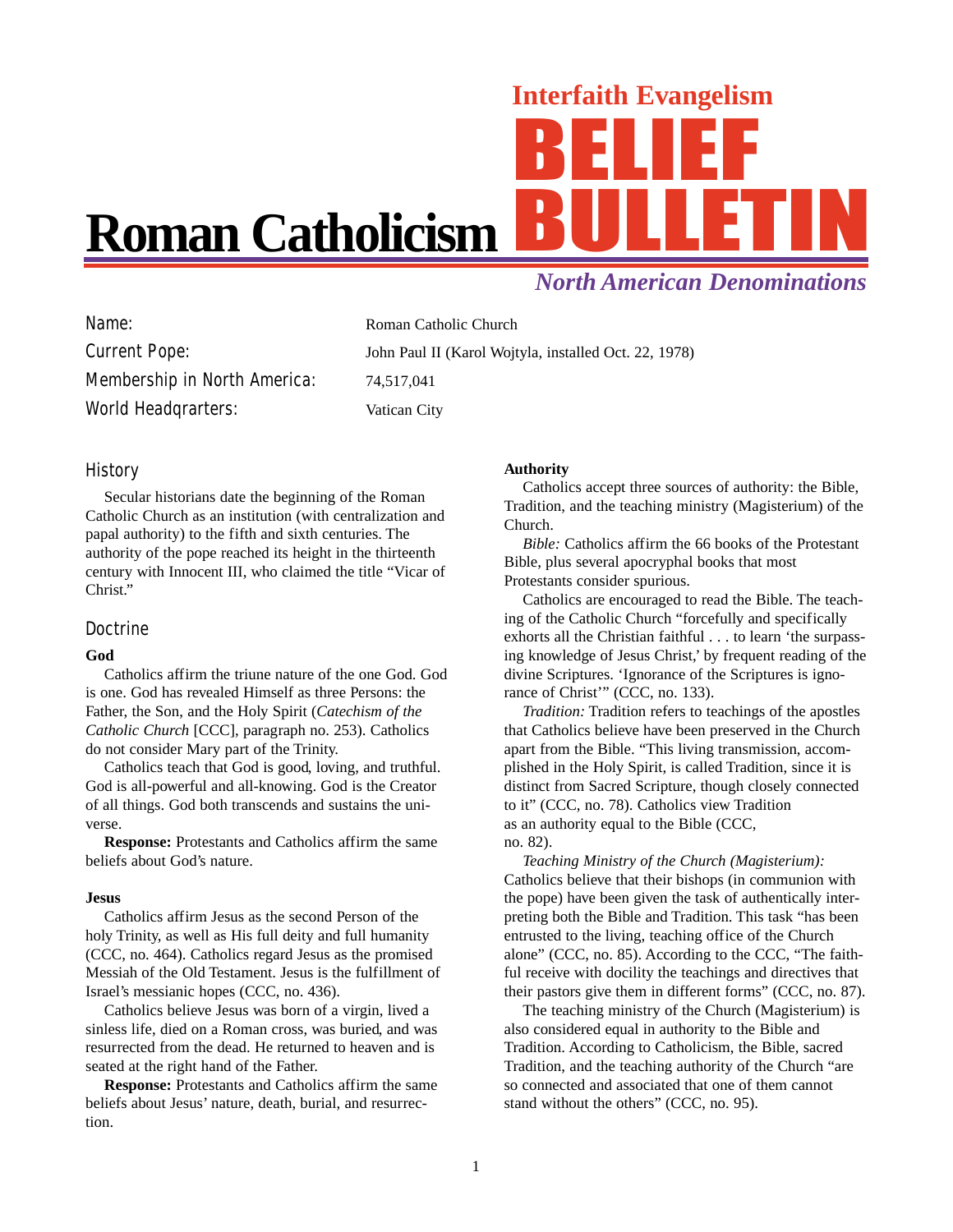# Interfaith Evangelism BELIEF BULLETIN

## Roman Catholicism

*North American Denominations*

Name: Roman Catholic Church
Current Pope: John Paul II (Karol Wojtyla, installed Oct. 22, 1978)
Membership in North America: 74,517,041
World Headqrarters: Vatican City

## History

Secular historians date the beginning of the Roman Catholic Church as an institution (with centralization and papal authority) to the fifth and sixth centuries. The authority of the pope reached its height in the thirteenth century with Innocent III, who claimed the title "Vicar of Christ."

## Doctrine

### God

Catholics affirm the triune nature of the one God. God is one. God has revealed Himself as three Persons: the Father, the Son, and the Holy Spirit (*Catechism of the Catholic Church* [CCC], paragraph no. 253). Catholics do not consider Mary part of the Trinity.

Catholics teach that God is good, loving, and truthful. God is all-powerful and all-knowing. God is the Creator of all things. God both transcends and sustains the universe.

**Response:** Protestants and Catholics affirm the same beliefs about God's nature.

### Jesus

Catholics affirm Jesus as the second Person of the holy Trinity, as well as His full deity and full humanity (CCC, no. 464). Catholics regard Jesus as the promised Messiah of the Old Testament. Jesus is the fulfillment of Israel's messianic hopes (CCC, no. 436).

Catholics believe Jesus was born of a virgin, lived a sinless life, died on a Roman cross, was buried, and was resurrected from the dead. He returned to heaven and is seated at the right hand of the Father.

**Response:** Protestants and Catholics affirm the same beliefs about Jesus' nature, death, burial, and resurrection.

### Authority

Catholics accept three sources of authority: the Bible, Tradition, and the teaching ministry (Magisterium) of the Church.

*Bible:* Catholics affirm the 66 books of the Protestant Bible, plus several apocryphal books that most Protestants consider spurious.

Catholics are encouraged to read the Bible. The teaching of the Catholic Church "forcefully and specifically exhorts all the Christian faithful . . . to learn 'the surpassing knowledge of Jesus Christ,' by frequent reading of the divine Scriptures. 'Ignorance of the Scriptures is ignorance of Christ'" (CCC, no. 133).

*Tradition:* Tradition refers to teachings of the apostles that Catholics believe have been preserved in the Church apart from the Bible. "This living transmission, accomplished in the Holy Spirit, is called Tradition, since it is distinct from Sacred Scripture, though closely connected to it" (CCC, no. 78). Catholics view Tradition as an authority equal to the Bible (CCC, no. 82).

*Teaching Ministry of the Church (Magisterium):* Catholics believe that their bishops (in communion with the pope) have been given the task of authentically interpreting both the Bible and Tradition. This task "has been entrusted to the living, teaching office of the Church alone" (CCC, no. 85). According to the CCC, "The faithful receive with docility the teachings and directives that their pastors give them in different forms" (CCC, no. 87).

The teaching ministry of the Church (Magisterium) is also considered equal in authority to the Bible and Tradition. According to Catholicism, the Bible, sacred Tradition, and the teaching authority of the Church "are so connected and associated that one of them cannot stand without the others" (CCC, no. 95).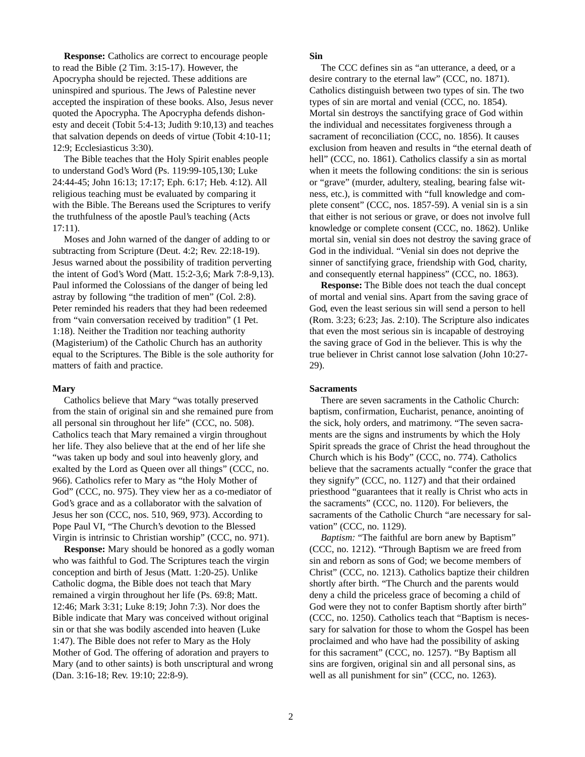**Response:** Catholics are correct to encourage people to read the Bible (2 Tim. 3:15-17). However, the Apocrypha should be rejected. These additions are uninspired and spurious. The Jews of Palestine never accepted the inspiration of these books. Also, Jesus never quoted the Apocrypha. The Apocrypha defends dishonesty and deceit (Tobit 5:4-13; Judith 9:10,13) and teaches that salvation depends on deeds of virtue (Tobit 4:10-11; 12:9; Ecclesiasticus 3:30).

The Bible teaches that the Holy Spirit enables people to understand God's Word (Ps. 119:99-105,130; Luke 24:44-45; John 16:13; 17:17; Eph. 6:17; Heb. 4:12). All religious teaching must be evaluated by comparing it with the Bible. The Bereans used the Scriptures to verify the truthfulness of the apostle Paul's teaching (Acts 17:11).

Moses and John warned of the danger of adding to or subtracting from Scripture (Deut. 4:2; Rev. 22:18-19). Jesus warned about the possibility of tradition perverting the intent of God's Word (Matt. 15:2-3,6; Mark 7:8-9,13). Paul informed the Colossians of the danger of being led astray by following "the tradition of men" (Col. 2:8). Peter reminded his readers that they had been redeemed from "vain conversation received by tradition" (1 Pet. 1:18). Neither the Tradition nor teaching authority (Magisterium) of the Catholic Church has an authority equal to the Scriptures. The Bible is the sole authority for matters of faith and practice.

### Mary

Catholics believe that Mary "was totally preserved from the stain of original sin and she remained pure from all personal sin throughout her life" (CCC, no. 508). Catholics teach that Mary remained a virgin throughout her life. They also believe that at the end of her life she "was taken up body and soul into heavenly glory, and exalted by the Lord as Queen over all things" (CCC, no. 966). Catholics refer to Mary as "the Holy Mother of God" (CCC, no. 975). They view her as a co-mediator of God's grace and as a collaborator with the salvation of Jesus her son (CCC, nos. 510, 969, 973). According to Pope Paul VI, "The Church's devotion to the Blessed Virgin is intrinsic to Christian worship" (CCC, no. 971).

**Response:** Mary should be honored as a godly woman who was faithful to God. The Scriptures teach the virgin conception and birth of Jesus (Matt. 1:20-25). Unlike Catholic dogma, the Bible does not teach that Mary remained a virgin throughout her life (Ps. 69:8; Matt. 12:46; Mark 3:31; Luke 8:19; John 7:3). Nor does the Bible indicate that Mary was conceived without original sin or that she was bodily ascended into heaven (Luke 1:47). The Bible does not refer to Mary as the Holy Mother of God. The offering of adoration and prayers to Mary (and to other saints) is both unscriptural and wrong (Dan. 3:16-18; Rev. 19:10; 22:8-9).

### Sin

The CCC defines sin as "an utterance, a deed, or a desire contrary to the eternal law" (CCC, no. 1871). Catholics distinguish between two types of sin. The two types of sin are mortal and venial (CCC, no. 1854). Mortal sin destroys the sanctifying grace of God within the individual and necessitates forgiveness through a sacrament of reconciliation (CCC, no. 1856). It causes exclusion from heaven and results in "the eternal death of hell" (CCC, no. 1861). Catholics classify a sin as mortal when it meets the following conditions: the sin is serious or "grave" (murder, adultery, stealing, bearing false witness, etc.), is committed with "full knowledge and complete consent" (CCC, nos. 1857-59). A venial sin is a sin that either is not serious or grave, or does not involve full knowledge or complete consent (CCC, no. 1862). Unlike mortal sin, venial sin does not destroy the saving grace of God in the individual. "Venial sin does not deprive the sinner of sanctifying grace, friendship with God, charity, and consequently eternal happiness" (CCC, no. 1863).

**Response:** The Bible does not teach the dual concept of mortal and venial sins. Apart from the saving grace of God, even the least serious sin will send a person to hell (Rom. 3:23; 6:23; Jas. 2:10). The Scripture also indicates that even the most serious sin is incapable of destroying the saving grace of God in the believer. This is why the true believer in Christ cannot lose salvation (John 10:27-29).

### Sacraments

There are seven sacraments in the Catholic Church: baptism, confirmation, Eucharist, penance, anointing of the sick, holy orders, and matrimony. "The seven sacraments are the signs and instruments by which the Holy Spirit spreads the grace of Christ the head throughout the Church which is his Body" (CCC, no. 774). Catholics believe that the sacraments actually "confer the grace that they signify" (CCC, no. 1127) and that their ordained priesthood "guarantees that it really is Christ who acts in the sacraments" (CCC, no. 1120). For believers, the sacraments of the Catholic Church "are necessary for salvation" (CCC, no. 1129).

*Baptism:* "The faithful are born anew by Baptism" (CCC, no. 1212). "Through Baptism we are freed from sin and reborn as sons of God; we become members of Christ" (CCC, no. 1213). Catholics baptize their children shortly after birth. "The Church and the parents would deny a child the priceless grace of becoming a child of God were they not to confer Baptism shortly after birth" (CCC, no. 1250). Catholics teach that "Baptism is necessary for salvation for those to whom the Gospel has been proclaimed and who have had the possibility of asking for this sacrament" (CCC, no. 1257). "By Baptism all sins are forgiven, original sin and all personal sins, as well as all punishment for sin" (CCC, no. 1263).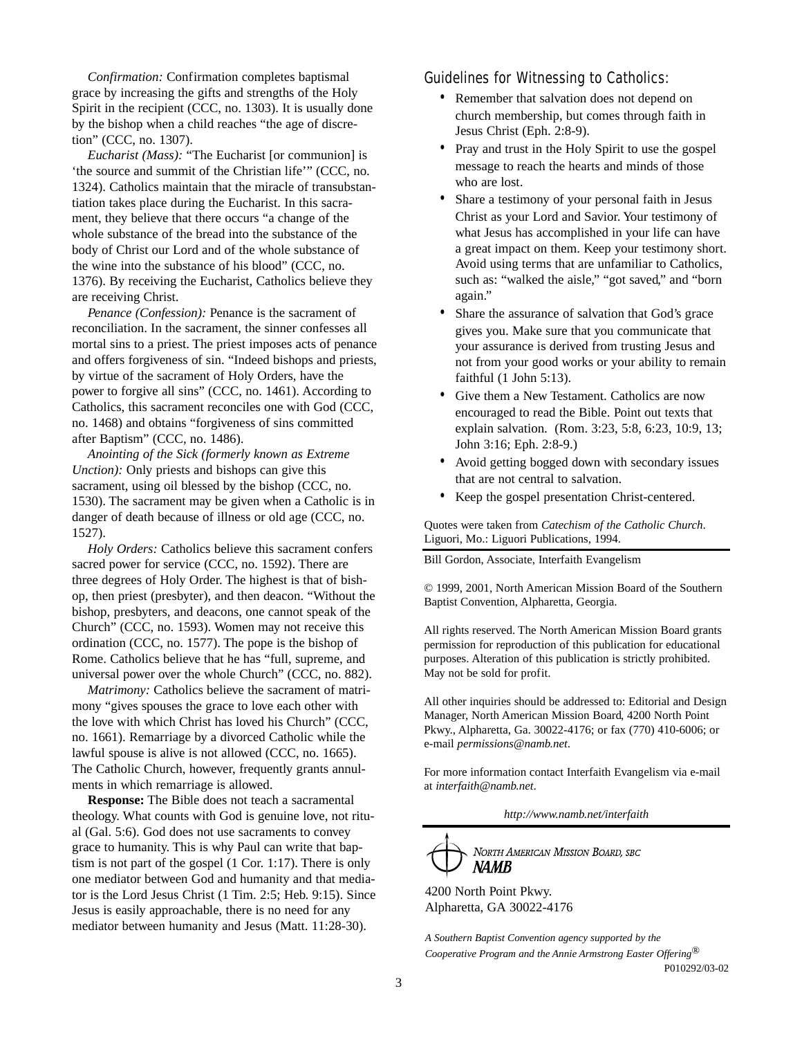*Confirmation:* Confirmation completes baptismal grace by increasing the gifts and strengths of the Holy Spirit in the recipient (CCC, no. 1303). It is usually done by the bishop when a child reaches "the age of discretion" (CCC, no. 1307).

*Eucharist (Mass):* "The Eucharist [or communion] is 'the source and summit of the Christian life'" (CCC, no. 1324). Catholics maintain that the miracle of transubstantiation takes place during the Eucharist. In this sacrament, they believe that there occurs "a change of the whole substance of the bread into the substance of the body of Christ our Lord and of the whole substance of the wine into the substance of his blood" (CCC, no. 1376). By receiving the Eucharist, Catholics believe they are receiving Christ.

*Penance (Confession):* Penance is the sacrament of reconciliation. In the sacrament, the sinner confesses all mortal sins to a priest. The priest imposes acts of penance and offers forgiveness of sin. "Indeed bishops and priests, by virtue of the sacrament of Holy Orders, have the power to forgive all sins" (CCC, no. 1461). According to Catholics, this sacrament reconciles one with God (CCC, no. 1468) and obtains "forgiveness of sins committed after Baptism" (CCC, no. 1486).

*Anointing of the Sick (formerly known as Extreme Unction):* Only priests and bishops can give this sacrament, using oil blessed by the bishop (CCC, no. 1530). The sacrament may be given when a Catholic is in danger of death because of illness or old age (CCC, no. 1527).

*Holy Orders:* Catholics believe this sacrament confers sacred power for service (CCC, no. 1592). There are three degrees of Holy Order. The highest is that of bishop, then priest (presbyter), and then deacon. "Without the bishop, presbyters, and deacons, one cannot speak of the Church" (CCC, no. 1593). Women may not receive this ordination (CCC, no. 1577). The pope is the bishop of Rome. Catholics believe that he has "full, supreme, and universal power over the whole Church" (CCC, no. 882).

*Matrimony:* Catholics believe the sacrament of matrimony "gives spouses the grace to love each other with the love with which Christ has loved his Church" (CCC, no. 1661). Remarriage by a divorced Catholic while the lawful spouse is alive is not allowed (CCC, no. 1665). The Catholic Church, however, frequently grants annulments in which remarriage is allowed.

**Response:** The Bible does not teach a sacramental theology. What counts with God is genuine love, not ritual (Gal. 5:6). God does not use sacraments to convey grace to humanity. This is why Paul can write that baptism is not part of the gospel (1 Cor. 1:17). There is only one mediator between God and humanity and that mediator is the Lord Jesus Christ (1 Tim. 2:5; Heb. 9:15). Since Jesus is easily approachable, there is no need for any mediator between humanity and Jesus (Matt. 11:28-30).

## Guidelines for Witnessing to Catholics:

- Remember that salvation does not depend on church membership, but comes through faith in Jesus Christ (Eph. 2:8-9).
- Pray and trust in the Holy Spirit to use the gospel message to reach the hearts and minds of those who are lost.
- Share a testimony of your personal faith in Jesus Christ as your Lord and Savior. Your testimony of what Jesus has accomplished in your life can have a great impact on them. Keep your testimony short. Avoid using terms that are unfamiliar to Catholics, such as: "walked the aisle," "got saved," and "born again."
- Share the assurance of salvation that God's grace gives you. Make sure that you communicate that your assurance is derived from trusting Jesus and not from your good works or your ability to remain faithful (1 John 5:13).
- Give them a New Testament. Catholics are now encouraged to read the Bible. Point out texts that explain salvation. (Rom. 3:23, 5:8, 6:23, 10:9, 13; John 3:16; Eph. 2:8-9.)
- Avoid getting bogged down with secondary issues that are not central to salvation.
- Keep the gospel presentation Christ-centered.

Quotes were taken from *Catechism of the Catholic Church*. Liguori, Mo.: Liguori Publications, 1994.

Bill Gordon, Associate, Interfaith Evangelism

© 1999, 2001, North American Mission Board of the Southern Baptist Convention, Alpharetta, Georgia.

All rights reserved. The North American Mission Board grants permission for reproduction of this publication for educational purposes. Alteration of this publication is strictly prohibited. May not be sold for profit.

All other inquiries should be addressed to: Editorial and Design Manager, North American Mission Board, 4200 North Point Pkwy., Alpharetta, Ga. 30022-4176; or fax (770) 410-6006; or e-mail *permissions@namb.net*.

For more information contact Interfaith Evangelism via e-mail at *interfaith@namb.net*.

*http://www.namb.net/interfaith*

*NORTH AMERICAN MISSION BOARD, SBC*
***NAMB***

4200 North Point Pkwy.
Alpharetta, GA 30022-4176

*A Southern Baptist Convention agency supported by the Cooperative Program and the Annie Armstrong Easter Offering®*

P010292/03-02